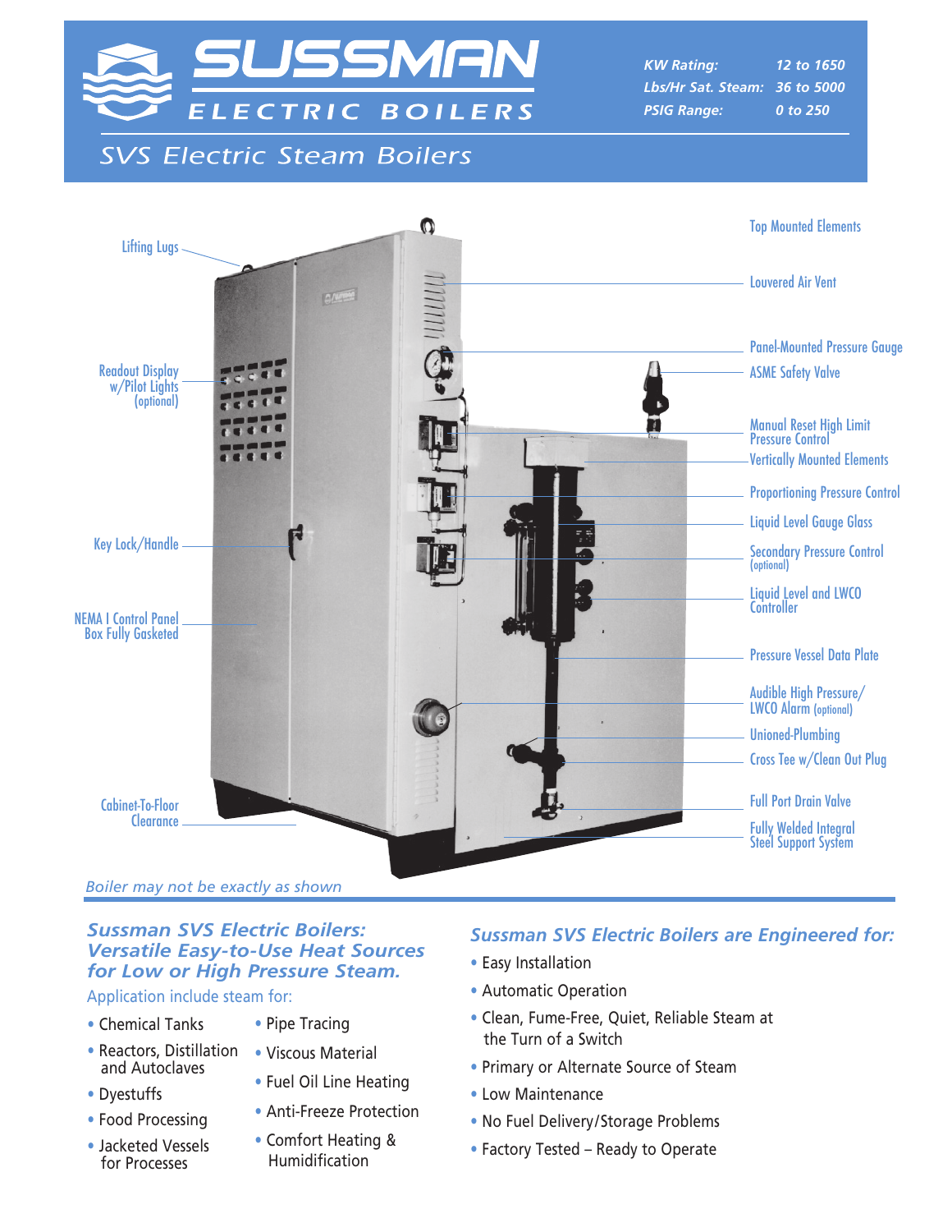# SUSSMAN ELECTRIC BOILERS

| | |
|---|---|
| KW Rating: | 12 to 1650 |
| Lbs/Hr Sat. Steam: | 36 to 5000 |
| PSIG Range: | 0 to 250 |

## SVS Electric Steam Boilers

Lifting Lugs

Readout Display w/Pilot Lights (optional)

Key Lock/Handle

NEMA I Control Panel Box Fully Gasketed

Cabinet-To-Floor Clearance

Top Mounted Elements

Louvered Air Vent

Panel-Mounted Pressure Gauge

ASME Safety Valve

Manual Reset High Limit Pressure Control

Vertically Mounted Elements

Proportioning Pressure Control

Liquid Level Gauge Glass

Secondary Pressure Control (optional)

Liquid Level and LWCO Controller

Pressure Vessel Data Plate

Audible High Pressure/ LWCO Alarm (optional)

Unioned-Plumbing

Cross Tee w/Clean Out Plug

Full Port Drain Valve

Fully Welded Integral Steel Support System

*Boiler may not be exactly as shown*

### *Sussman SVS Electric Boilers: Versatile Easy-to-Use Heat Sources for Low or High Pressure Steam.*

Application include steam for:

- Chemical Tanks
- Reactors, Distillation and Autoclaves
- Dyestuffs
- Food Processing
- Jacketed Vessels for Processes
- Pipe Tracing
- Viscous Material
- Fuel Oil Line Heating
- Anti-Freeze Protection
- Comfort Heating & Humidification

### *Sussman SVS Electric Boilers are Engineered for:*

- Easy Installation
- Automatic Operation
- Clean, Fume-Free, Quiet, Reliable Steam at the Turn of a Switch
- Primary or Alternate Source of Steam
- Low Maintenance
- No Fuel Delivery/Storage Problems
- Factory Tested – Ready to Operate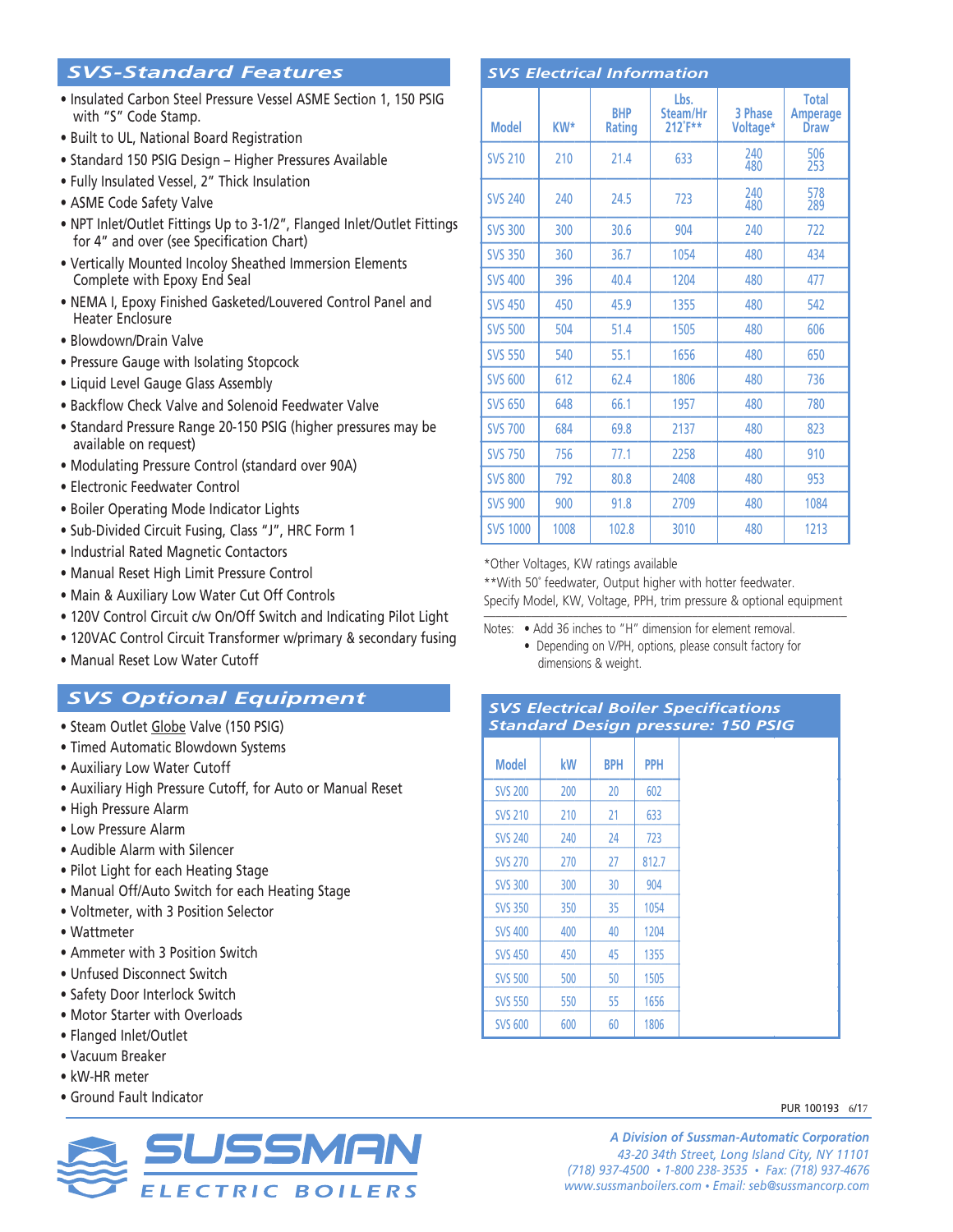## SVS-Standard Features

- Insulated Carbon Steel Pressure Vessel ASME Section 1, 150 PSIG with "S" Code Stamp.
- Built to UL, National Board Registration
- Standard 150 PSIG Design – Higher Pressures Available
- Fully Insulated Vessel, 2" Thick Insulation
- ASME Code Safety Valve
- NPT Inlet/Outlet Fittings Up to 3-1/2", Flanged Inlet/Outlet Fittings for 4" and over (see Specification Chart)
- Vertically Mounted Incoloy Sheathed Immersion Elements Complete with Epoxy End Seal
- NEMA I, Epoxy Finished Gasketed/Louvered Control Panel and Heater Enclosure
- Blowdown/Drain Valve
- Pressure Gauge with Isolating Stopcock
- Liquid Level Gauge Glass Assembly
- Backflow Check Valve and Solenoid Feedwater Valve
- Standard Pressure Range 20-150 PSIG (higher pressures may be available on request)
- Modulating Pressure Control (standard over 90A)
- Electronic Feedwater Control
- Boiler Operating Mode Indicator Lights
- Sub-Divided Circuit Fusing, Class "J", HRC Form 1
- Industrial Rated Magnetic Contactors
- Manual Reset High Limit Pressure Control
- Main & Auxiliary Low Water Cut Off Controls
- 120V Control Circuit c/w On/Off Switch and Indicating Pilot Light
- 120VAC Control Circuit Transformer w/primary & secondary fusing
- Manual Reset Low Water Cutoff

## SVS Optional Equipment

- Steam Outlet Globe Valve (150 PSIG)
- Timed Automatic Blowdown Systems
- Auxiliary Low Water Cutoff
- Auxiliary High Pressure Cutoff, for Auto or Manual Reset
- High Pressure Alarm
- Low Pressure Alarm
- Audible Alarm with Silencer
- Pilot Light for each Heating Stage
- Manual Off/Auto Switch for each Heating Stage
- Voltmeter, with 3 Position Selector
- Wattmeter
- Ammeter with 3 Position Switch
- Unfused Disconnect Switch
- Safety Door Interlock Switch
- Motor Starter with Overloads
- Flanged Inlet/Outlet
- Vacuum Breaker
- kW-HR meter
- Ground Fault Indicator

## SVS Electrical Information

| Model | KW* | BHP Rating | Lbs. Steam/Hr 212˚F** | 3 Phase Voltage* | Total Amperage Draw |
|---|---|---|---|---|---|
| SVS 210 | 210 | 21.4 | 633 | 240<br>480 | 506<br>253 |
| SVS 240 | 240 | 24.5 | 723 | 240<br>480 | 578<br>289 |
| SVS 300 | 300 | 30.6 | 904 | 240 | 722 |
| SVS 350 | 360 | 36.7 | 1054 | 480 | 434 |
| SVS 400 | 396 | 40.4 | 1204 | 480 | 477 |
| SVS 450 | 450 | 45.9 | 1355 | 480 | 542 |
| SVS 500 | 504 | 51.4 | 1505 | 480 | 606 |
| SVS 550 | 540 | 55.1 | 1656 | 480 | 650 |
| SVS 600 | 612 | 62.4 | 1806 | 480 | 736 |
| SVS 650 | 648 | 66.1 | 1957 | 480 | 780 |
| SVS 700 | 684 | 69.8 | 2137 | 480 | 823 |
| SVS 750 | 756 | 77.1 | 2258 | 480 | 910 |
| SVS 800 | 792 | 80.8 | 2408 | 480 | 953 |
| SVS 900 | 900 | 91.8 | 2709 | 480 | 1084 |
| SVS 1000 | 1008 | 102.8 | 3010 | 480 | 1213 |

*Other Voltages, KW ratings available

**With 50˚ feedwater, Output higher with hotter feedwater.

Specify Model, KW, Voltage, PPH, trim pressure & optional equipment

Notes:
- Add 36 inches to "H" dimension for element removal.
- Depending on V/PH, options, please consult factory for dimensions & weight.

## SVS Electrical Boiler Specifications
### Standard Design pressure: 150 PSIG

| Model | kW | BPH | PPH |
|---|---|---|---|
| SVS 200 | 200 | 20 | 602 |
| SVS 210 | 210 | 21 | 633 |
| SVS 240 | 240 | 24 | 723 |
| SVS 270 | 270 | 27 | 812.7 |
| SVS 300 | 300 | 30 | 904 |
| SVS 350 | 350 | 35 | 1054 |
| SVS 400 | 400 | 40 | 1204 |
| SVS 450 | 450 | 45 | 1355 |
| SVS 500 | 500 | 50 | 1505 |
| SVS 550 | 550 | 55 | 1656 |
| SVS 600 | 600 | 60 | 1806 |

PUR 100193 6/17

SUSSMAN ELECTRIC BOILERS

*A Division of Sussman-Automatic Corporation*
*43-20 34th Street, Long Island City, NY 11101*
*(718) 937-4500 • 1-800 238-3535 • Fax: (718) 937-4676*
*www.sussmanboilers.com • Email: seb@sussmancorp.com*